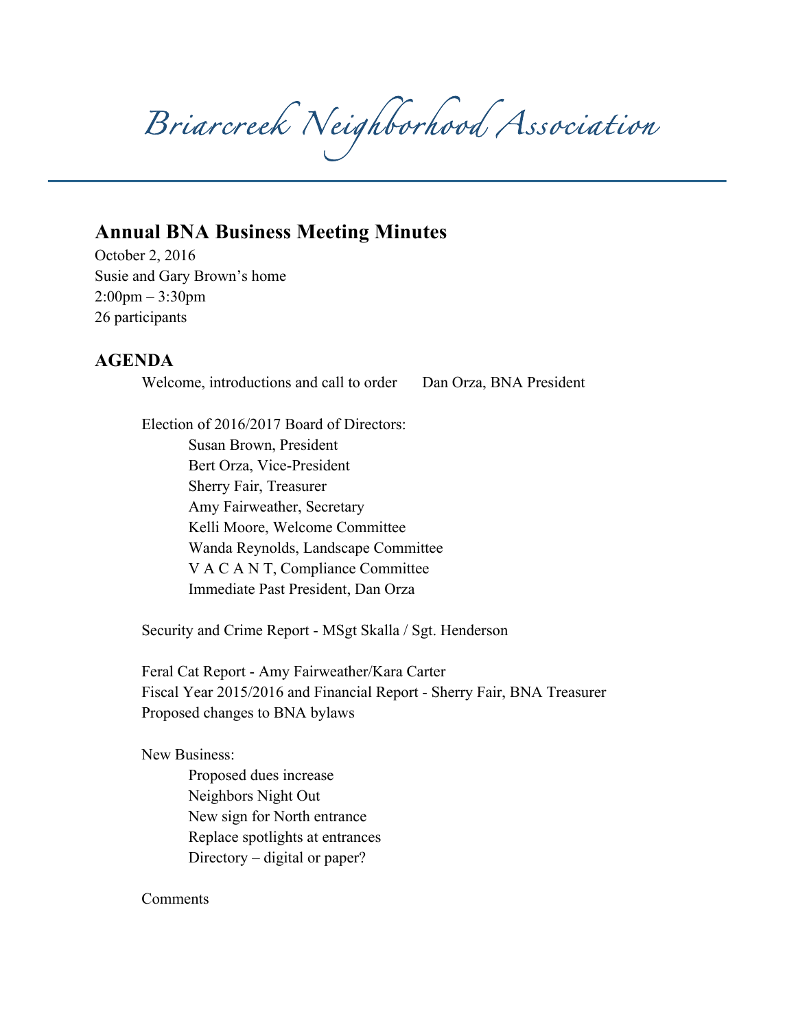# Briarcreek Neighborhood Association

## Annual BNA Business Meeting Minutes

October 2, 2016
Susie and Gary Brown's home
2:00pm – 3:30pm
26 participants

## AGENDA

Welcome, introductions and call to order     Dan Orza, BNA President

Election of 2016/2017 Board of Directors:
- Susan Brown, President
- Bert Orza, Vice-President
- Sherry Fair, Treasurer
- Amy Fairweather, Secretary
- Kelli Moore, Welcome Committee
- Wanda Reynolds, Landscape Committee
- V A C A N T, Compliance Committee
- Immediate Past President, Dan Orza

Security and Crime Report - MSgt Skalla / Sgt. Henderson

Feral Cat Report - Amy Fairweather/Kara Carter
Fiscal Year 2015/2016 and Financial Report - Sherry Fair, BNA Treasurer
Proposed changes to BNA bylaws

New Business:
- Proposed dues increase
- Neighbors Night Out
- New sign for North entrance
- Replace spotlights at entrances
- Directory – digital or paper?

Comments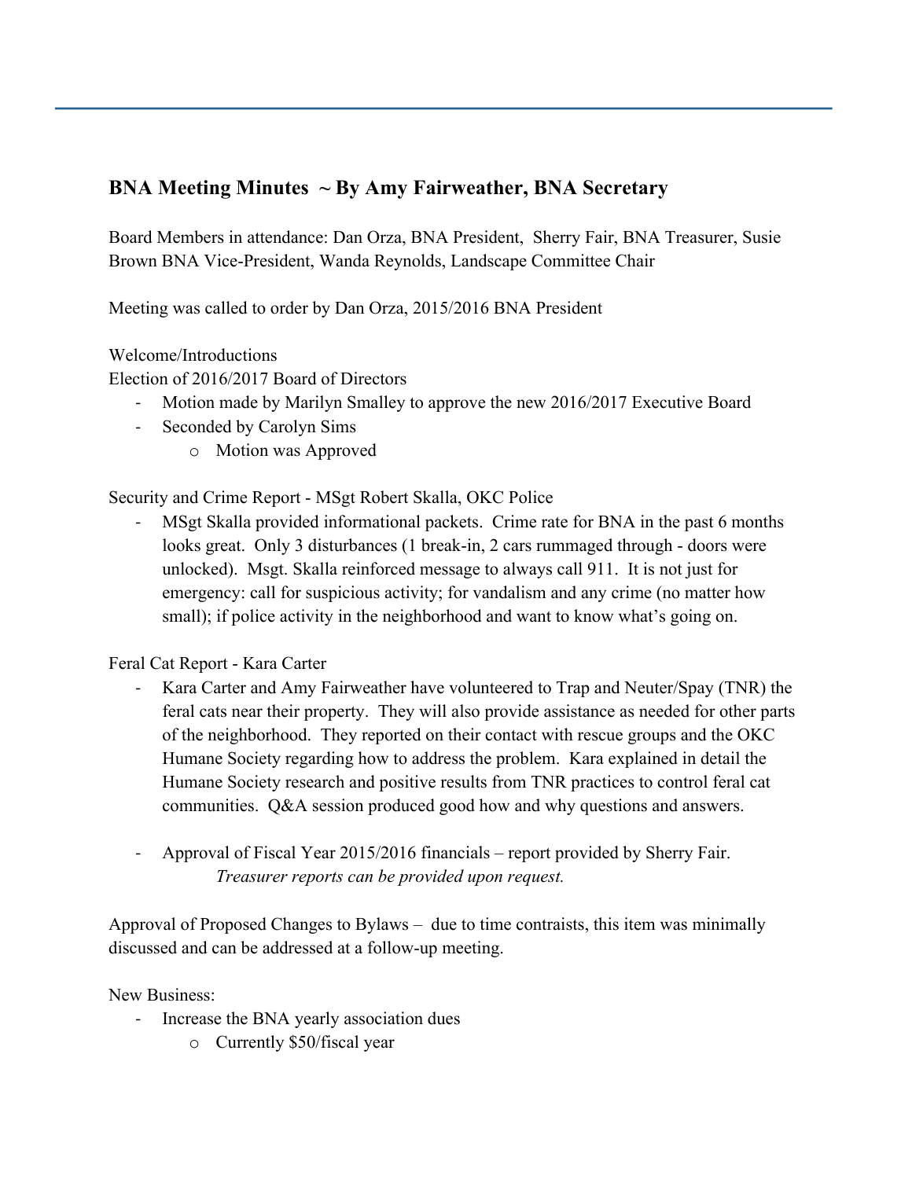### BNA Meeting Minutes ~ By Amy Fairweather, BNA Secretary

Board Members in attendance: Dan Orza, BNA President, Sherry Fair, BNA Treasurer, Susie Brown BNA Vice-President, Wanda Reynolds, Landscape Committee Chair

Meeting was called to order by Dan Orza, 2015/2016 BNA President

Welcome/Introductions
Election of 2016/2017 Board of Directors

- Motion made by Marilyn Smalley to approve the new 2016/2017 Executive Board
- Seconded by Carolyn Sims
  - Motion was Approved

Security and Crime Report - MSgt Robert Skalla, OKC Police

- MSgt Skalla provided informational packets. Crime rate for BNA in the past 6 months looks great. Only 3 disturbances (1 break-in, 2 cars rummaged through - doors were unlocked). Msgt. Skalla reinforced message to always call 911. It is not just for emergency: call for suspicious activity; for vandalism and any crime (no matter how small); if police activity in the neighborhood and want to know what's going on.

Feral Cat Report - Kara Carter

- Kara Carter and Amy Fairweather have volunteered to Trap and Neuter/Spay (TNR) the feral cats near their property. They will also provide assistance as needed for other parts of the neighborhood. They reported on their contact with rescue groups and the OKC Humane Society regarding how to address the problem. Kara explained in detail the Humane Society research and positive results from TNR practices to control feral cat communities. Q&A session produced good how and why questions and answers.

- Approval of Fiscal Year 2015/2016 financials – report provided by Sherry Fair.
  *Treasurer reports can be provided upon request.*

Approval of Proposed Changes to Bylaws – due to time contraists, this item was minimally discussed and can be addressed at a follow-up meeting.

New Business:

- Increase the BNA yearly association dues
  - Currently $50/fiscal year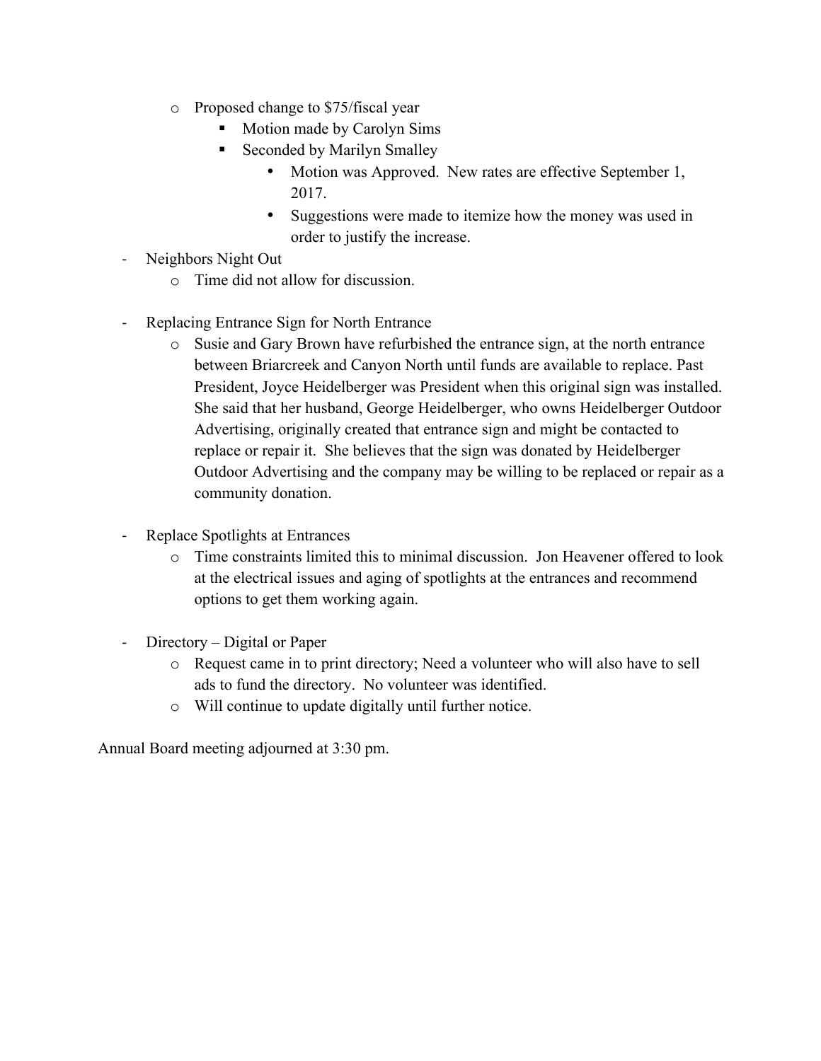- Proposed change to $75/fiscal year
        - Motion made by Carolyn Sims
        - Seconded by Marilyn Smalley
            - Motion was Approved. New rates are effective September 1, 2017.
            - Suggestions were made to itemize how the money was used in order to justify the increase.
- Neighbors Night Out
    - Time did not allow for discussion.

- Replacing Entrance Sign for North Entrance
    - Susie and Gary Brown have refurbished the entrance sign, at the north entrance between Briarcreek and Canyon North until funds are available to replace. Past President, Joyce Heidelberger was President when this original sign was installed. She said that her husband, George Heidelberger, who owns Heidelberger Outdoor Advertising, originally created that entrance sign and might be contacted to replace or repair it. She believes that the sign was donated by Heidelberger Outdoor Advertising and the company may be willing to be replaced or repair as a community donation.

- Replace Spotlights at Entrances
    - Time constraints limited this to minimal discussion. Jon Heavener offered to look at the electrical issues and aging of spotlights at the entrances and recommend options to get them working again.

- Directory – Digital or Paper
    - Request came in to print directory; Need a volunteer who will also have to sell ads to fund the directory. No volunteer was identified.
    - Will continue to update digitally until further notice.

Annual Board meeting adjourned at 3:30 pm.